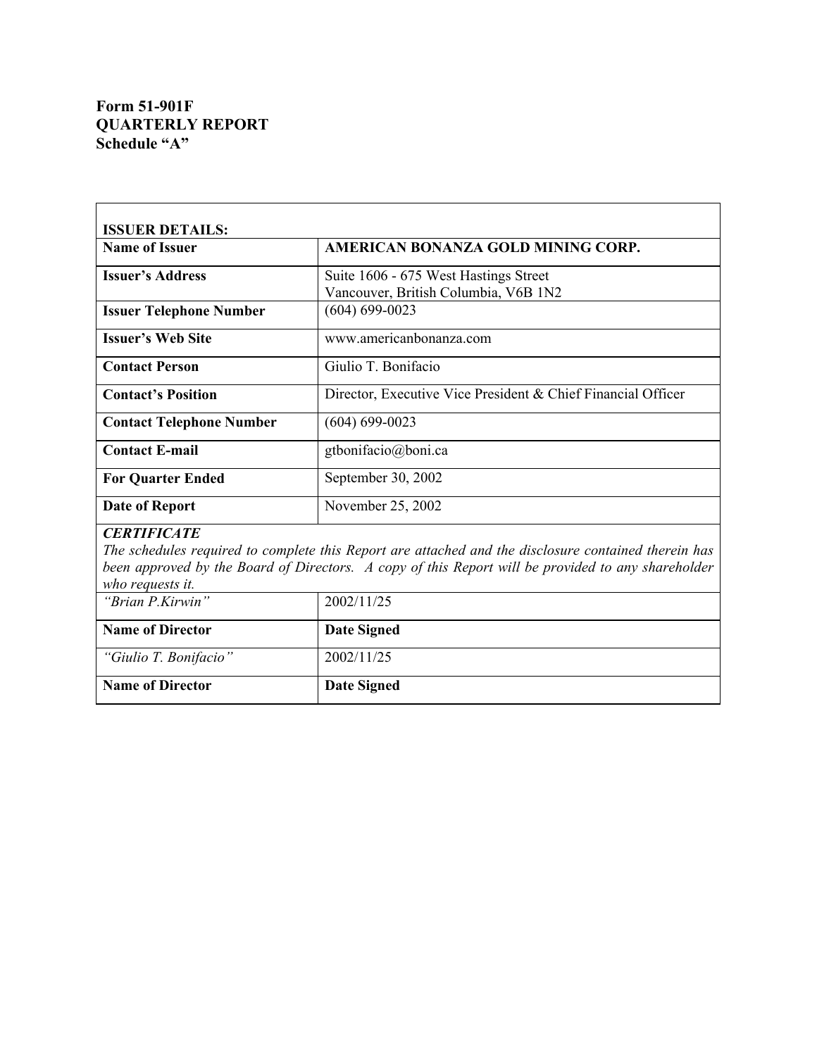**Form 51-901F**
**QUARTERLY REPORT**
**Schedule "A"**

| **ISSUER DETAILS:** | |
|---|---|
| **Name of Issuer** | **AMERICAN BONANZA GOLD MINING CORP.** |
| **Issuer's Address** | Suite 1606 - 675 West Hastings Street<br>Vancouver, British Columbia, V6B 1N2 |
| **Issuer Telephone Number** | (604) 699-0023 |
| **Issuer's Web Site** | www.americanbonanza.com |
| **Contact Person** | Giulio T. Bonifacio |
| **Contact's Position** | Director, Executive Vice President & Chief Financial Officer |
| **Contact Telephone Number** | (604) 699-0023 |
| **Contact E-mail** | gtbonifacio@boni.ca |
| **For Quarter Ended** | September 30, 2002 |
| **Date of Report** | November 25, 2002 |

***CERTIFICATE***
*The schedules required to complete this Report are attached and the disclosure contained therein has been approved by the Board of Directors. A copy of this Report will be provided to any shareholder who requests it.*

| | |
|---|---|
| *"Brian P.Kirwin"* | 2002/11/25 |
| **Name of Director** | **Date Signed** |
| *"Giulio T. Bonifacio"* | 2002/11/25 |
| **Name of Director** | **Date Signed** |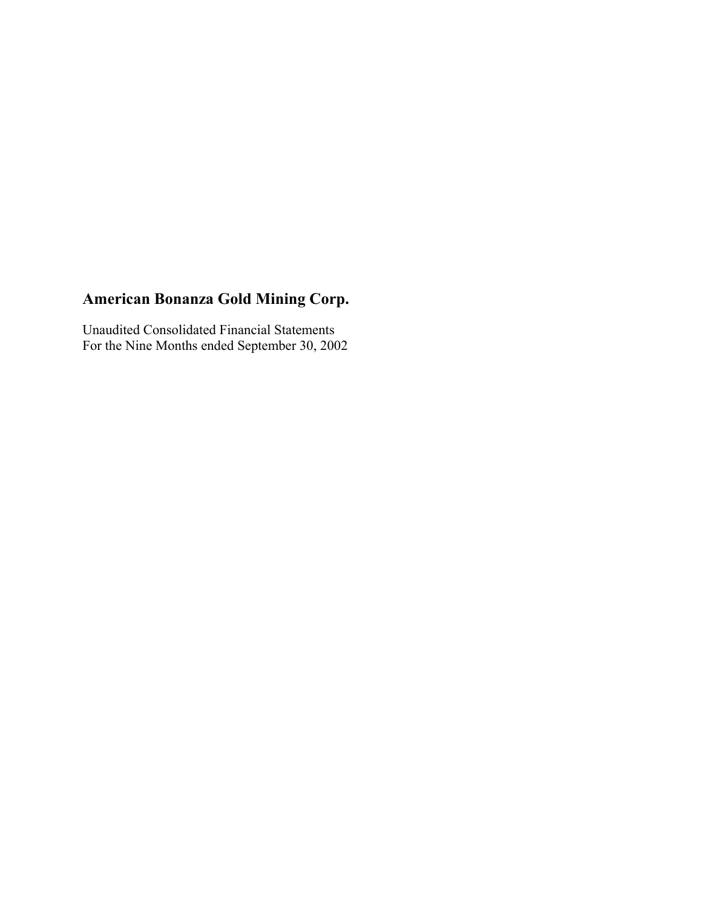# American Bonanza Gold Mining Corp.

Unaudited Consolidated Financial Statements
For the Nine Months ended September 30, 2002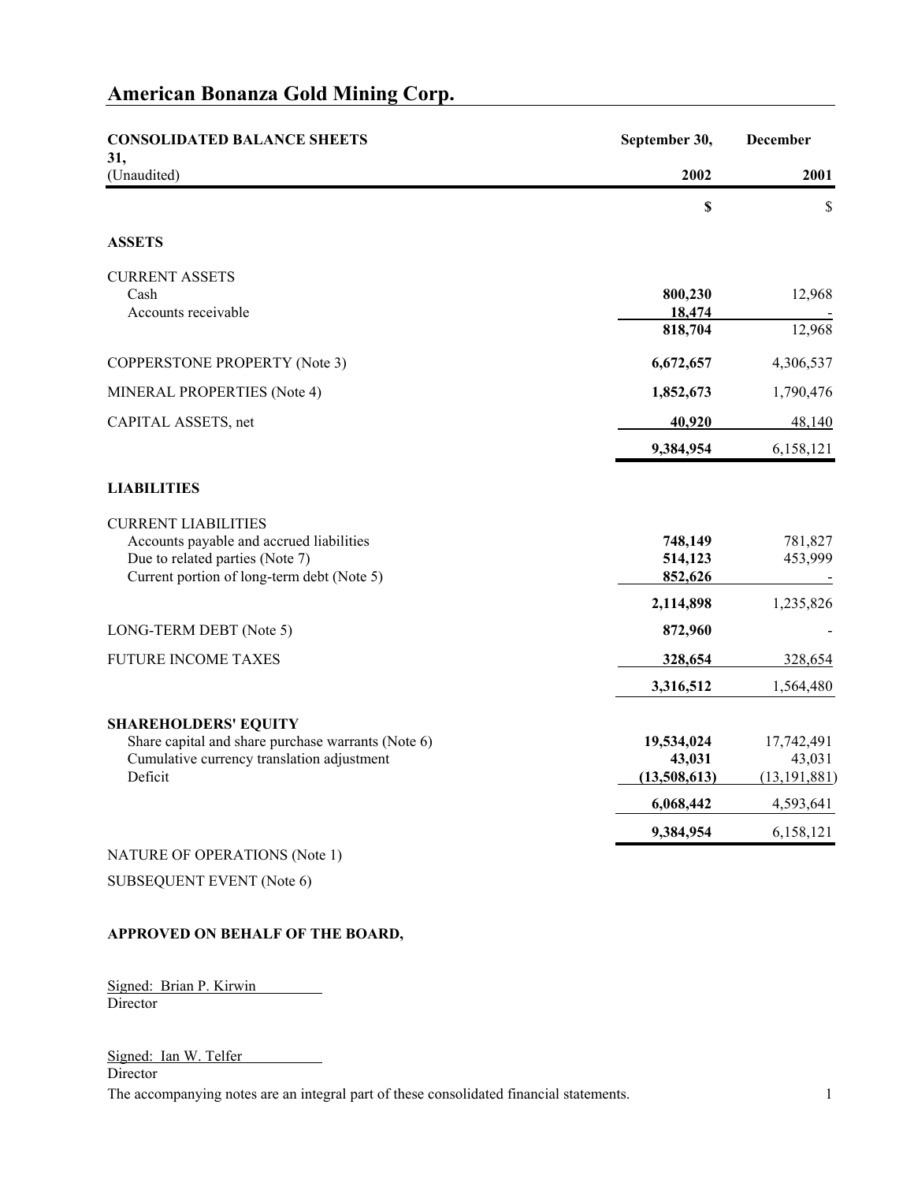# American Bonanza Gold Mining Corp.

| CONSOLIDATED BALANCE SHEETS (Unaudited) | September 30, 2002 | December 31, 2001 |
|---|---|---|
| | **$** | $ |
| **ASSETS** | | |
| CURRENT ASSETS | | |
| Cash | **800,230** | 12,968 |
| Accounts receivable | **18,474** | - |
| | **818,704** | 12,968 |
| COPPERSTONE PROPERTY (Note 3) | **6,672,657** | 4,306,537 |
| MINERAL PROPERTIES (Note 4) | **1,852,673** | 1,790,476 |
| CAPITAL ASSETS, net | **40,920** | 48,140 |
| | **9,384,954** | 6,158,121 |
| **LIABILITIES** | | |
| CURRENT LIABILITIES | | |
| Accounts payable and accrued liabilities | **748,149** | 781,827 |
| Due to related parties (Note 7) | **514,123** | 453,999 |
| Current portion of long-term debt (Note 5) | **852,626** | - |
| | **2,114,898** | 1,235,826 |
| LONG-TERM DEBT (Note 5) | **872,960** | - |
| FUTURE INCOME TAXES | **328,654** | 328,654 |
| | **3,316,512** | 1,564,480 |
| **SHAREHOLDERS' EQUITY** | | |
| Share capital and share purchase warrants (Note 6) | **19,534,024** | 17,742,491 |
| Cumulative currency translation adjustment | **43,031** | 43,031 |
| Deficit | **(13,508,613)** | (13,191,881) |
| | **6,068,442** | 4,593,641 |
| | **9,384,954** | 6,158,121 |

NATURE OF OPERATIONS (Note 1)

SUBSEQUENT EVENT (Note 6)

**APPROVED ON BEHALF OF THE BOARD,**

Signed: Brian P. Kirwin
Director

Signed: Ian W. Telfer
Director

The accompanying notes are an integral part of these consolidated financial statements.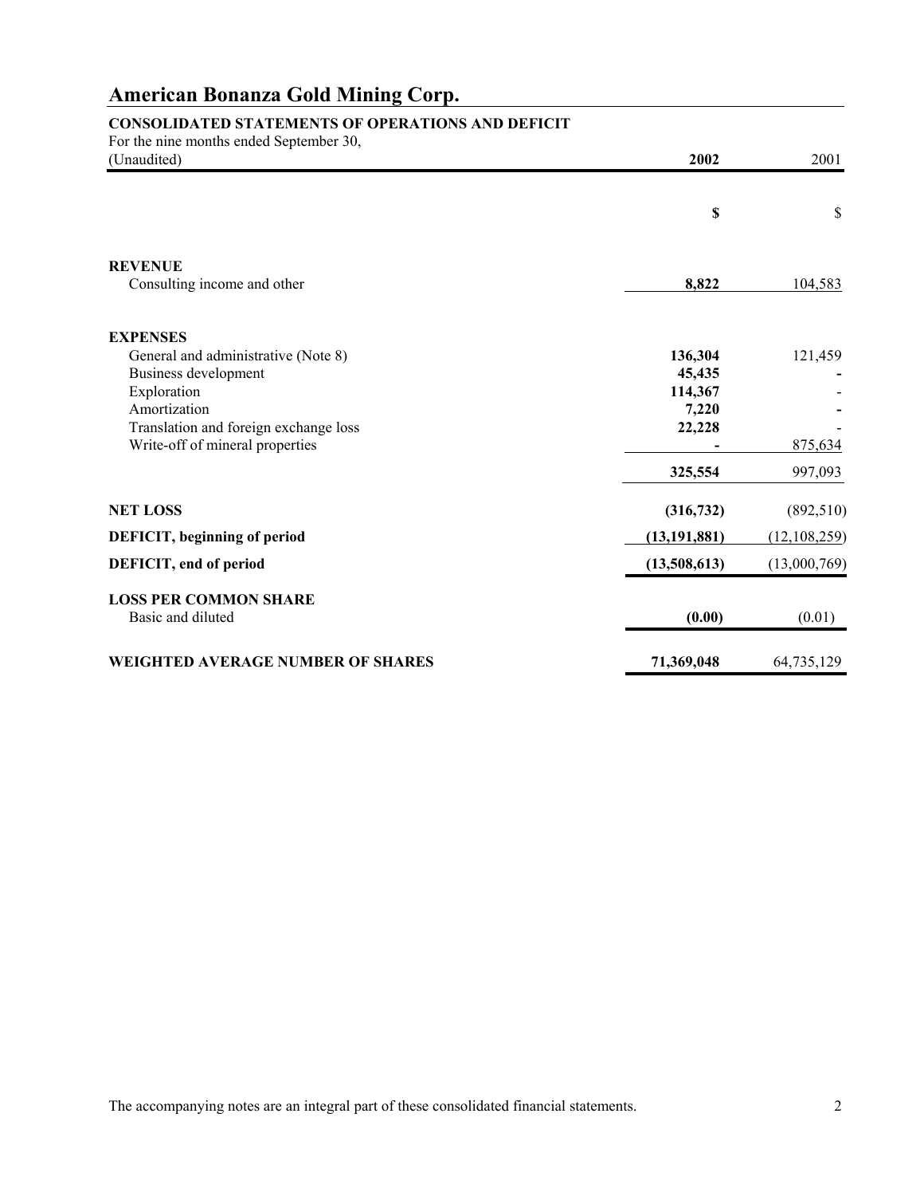# American Bonanza Gold Mining Corp.

**CONSOLIDATED STATEMENTS OF OPERATIONS AND DEFICIT**

For the nine months ended September 30,
(Unaudited)

| | **2002** | 2001 |
|---|---|---|
| | **$** | $ |
| **REVENUE** | | |
| Consulting income and other | **8,822** | 104,583 |
| **EXPENSES** | | |
| General and administrative (Note 8) | **136,304** | 121,459 |
| Business development | **45,435** | - |
| Exploration | **114,367** | - |
| Amortization | **7,220** | - |
| Translation and foreign exchange loss | **22,228** | - |
| Write-off of mineral properties | **-** | 875,634 |
| | **325,554** | 997,093 |
| **NET LOSS** | **(316,732)** | (892,510) |
| **DEFICIT, beginning of period** | **(13,191,881)** | (12,108,259) |
| **DEFICIT, end of period** | **(13,508,613)** | (13,000,769) |
| **LOSS PER COMMON SHARE** | | |
| Basic and diluted | **(0.00)** | (0.01) |
| **WEIGHTED AVERAGE NUMBER OF SHARES** | **71,369,048** | 64,735,129 |

The accompanying notes are an integral part of these consolidated financial statements.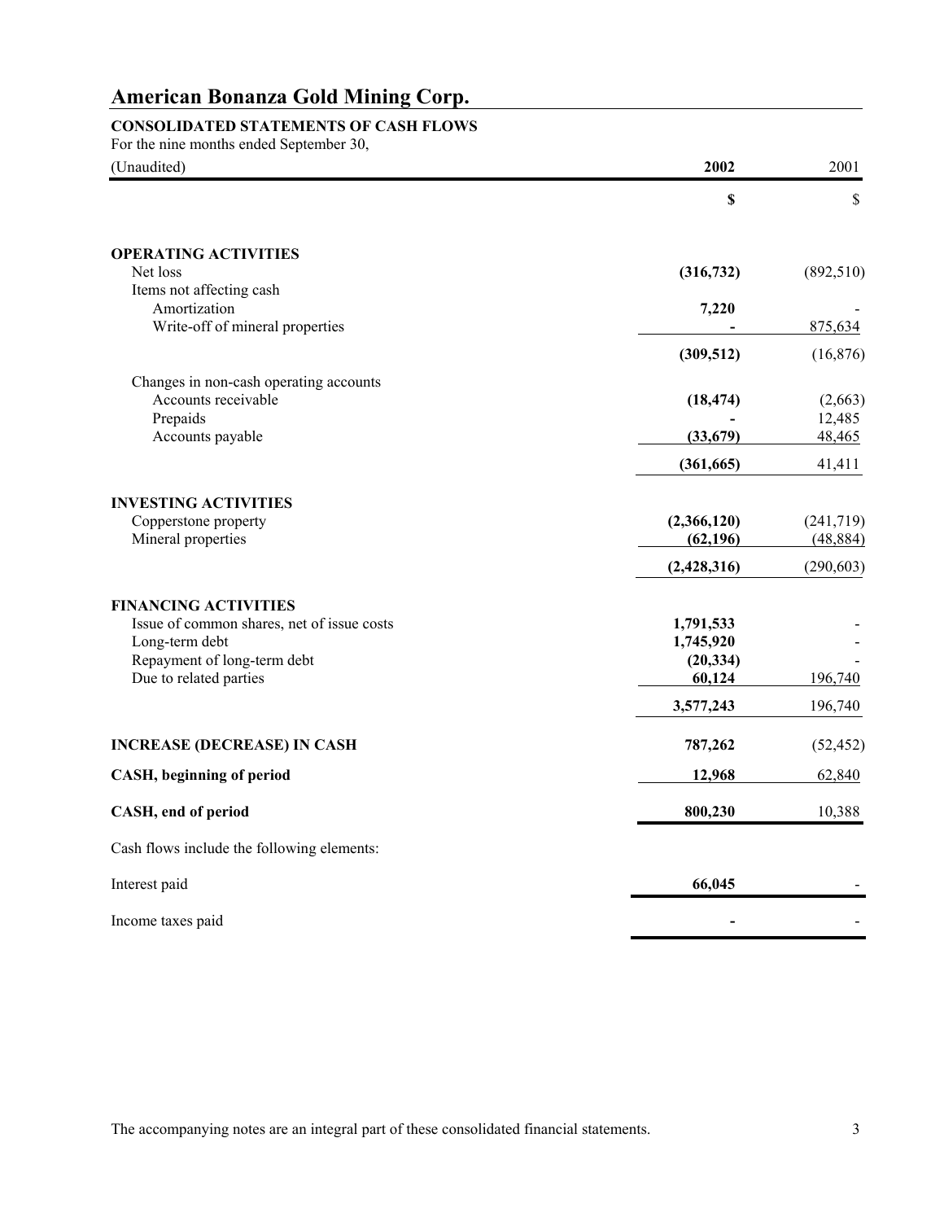# American Bonanza Gold Mining Corp.

**CONSOLIDATED STATEMENTS OF CASH FLOWS**

For the nine months ended September 30,

| (Unaudited) | **2002** | 2001 |
|---|---|---|
| | **$** | $ |
| **OPERATING ACTIVITIES** | | |
| Net loss | **(316,732)** | (892,510) |
| Items not affecting cash | | |
| Amortization | **7,220** | - |
| Write-off of mineral properties | **-** | 875,634 |
| | **(309,512)** | (16,876) |
| Changes in non-cash operating accounts | | |
| Accounts receivable | **(18,474)** | (2,663) |
| Prepaids | **-** | 12,485 |
| Accounts payable | **(33,679)** | 48,465 |
| | **(361,665)** | 41,411 |
| **INVESTING ACTIVITIES** | | |
| Copperstone property | **(2,366,120)** | (241,719) |
| Mineral properties | **(62,196)** | (48,884) |
| | **(2,428,316)** | (290,603) |
| **FINANCING ACTIVITIES** | | |
| Issue of common shares, net of issue costs | **1,791,533** | - |
| Long-term debt | **1,745,920** | - |
| Repayment of long-term debt | **(20,334)** | - |
| Due to related parties | **60,124** | 196,740 |
| | **3,577,243** | 196,740 |
| **INCREASE (DECREASE) IN CASH** | **787,262** | (52,452) |
| **CASH, beginning of period** | **12,968** | 62,840 |
| **CASH, end of period** | **800,230** | 10,388 |
| Cash flows include the following elements: | | |
| Interest paid | **66,045** | - |
| Income taxes paid | **-** | - |

The accompanying notes are an integral part of these consolidated financial statements.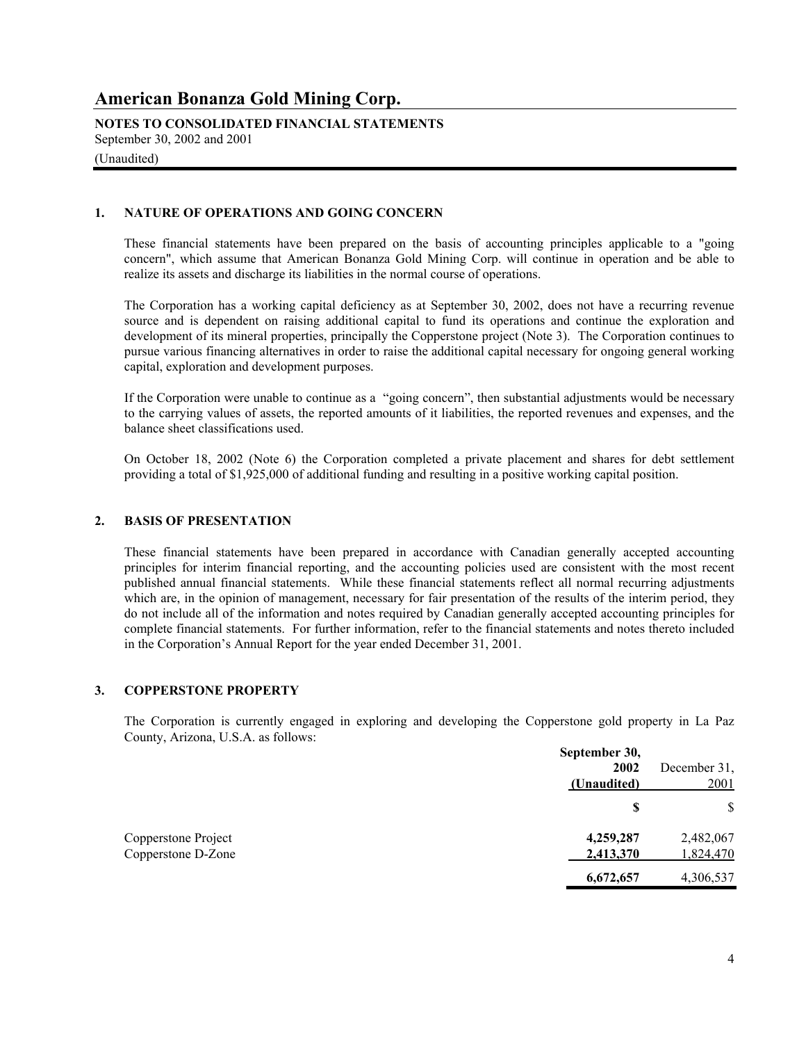# American Bonanza Gold Mining Corp.

**NOTES TO CONSOLIDATED FINANCIAL STATEMENTS**
September 30, 2002 and 2001
(Unaudited)

## 1. NATURE OF OPERATIONS AND GOING CONCERN

These financial statements have been prepared on the basis of accounting principles applicable to a "going concern", which assume that American Bonanza Gold Mining Corp. will continue in operation and be able to realize its assets and discharge its liabilities in the normal course of operations.

The Corporation has a working capital deficiency as at September 30, 2002, does not have a recurring revenue source and is dependent on raising additional capital to fund its operations and continue the exploration and development of its mineral properties, principally the Copperstone project (Note 3). The Corporation continues to pursue various financing alternatives in order to raise the additional capital necessary for ongoing general working capital, exploration and development purposes.

If the Corporation were unable to continue as a "going concern", then substantial adjustments would be necessary to the carrying values of assets, the reported amounts of it liabilities, the reported revenues and expenses, and the balance sheet classifications used.

On October 18, 2002 (Note 6) the Corporation completed a private placement and shares for debt settlement providing a total of $1,925,000 of additional funding and resulting in a positive working capital position.

## 2. BASIS OF PRESENTATION

These financial statements have been prepared in accordance with Canadian generally accepted accounting principles for interim financial reporting, and the accounting policies used are consistent with the most recent published annual financial statements. While these financial statements reflect all normal recurring adjustments which are, in the opinion of management, necessary for fair presentation of the results of the interim period, they do not include all of the information and notes required by Canadian generally accepted accounting principles for complete financial statements. For further information, refer to the financial statements and notes thereto included in the Corporation's Annual Report for the year ended December 31, 2001.

## 3. COPPERSTONE PROPERTY

The Corporation is currently engaged in exploring and developing the Copperstone gold property in La Paz County, Arizona, U.S.A. as follows:

| | **September 30, 2002 (Unaudited)** | December 31, 2001 |
|---|---|---|
| | **$** | $ |
| Copperstone Project | **4,259,287** | 2,482,067 |
| Copperstone D-Zone | **2,413,370** | 1,824,470 |
| | **6,672,657** | 4,306,537 |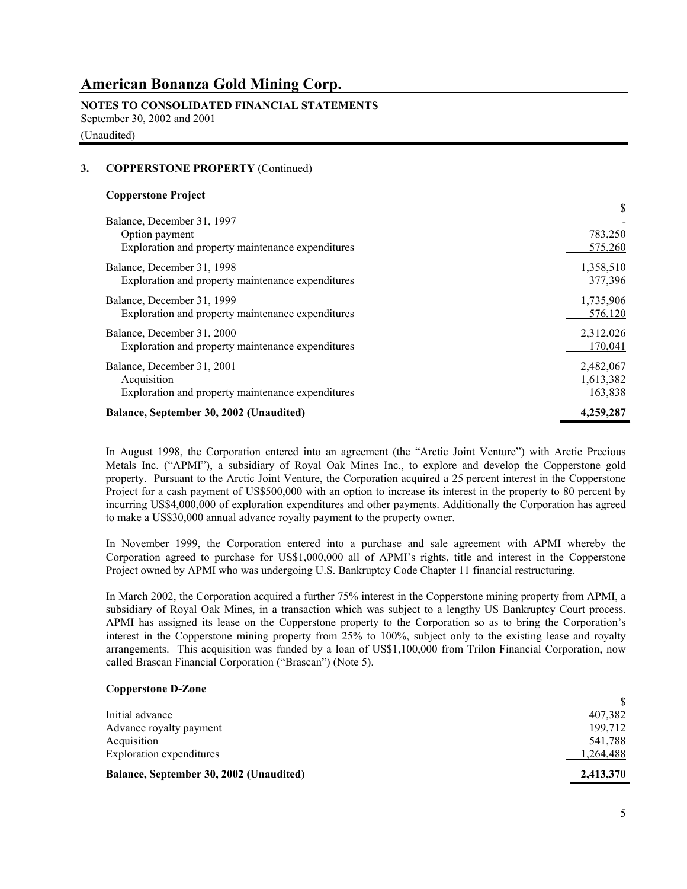## American Bonanza Gold Mining Corp.

**NOTES TO CONSOLIDATED FINANCIAL STATEMENTS**
September 30, 2002 and 2001
(Unaudited)

### 3. COPPERSTONE PROPERTY (Continued)

**Copperstone Project**

| | $ |
|---|---|
| Balance, December 31, 1997 | - |
| Option payment | 783,250 |
| Exploration and property maintenance expenditures | 575,260 |
| Balance, December 31, 1998 | 1,358,510 |
| Exploration and property maintenance expenditures | 377,396 |
| Balance, December 31, 1999 | 1,735,906 |
| Exploration and property maintenance expenditures | 576,120 |
| Balance, December 31, 2000 | 2,312,026 |
| Exploration and property maintenance expenditures | 170,041 |
| Balance, December 31, 2001 | 2,482,067 |
| Acquisition | 1,613,382 |
| Exploration and property maintenance expenditures | 163,838 |
| **Balance, September 30, 2002 (Unaudited)** | **4,259,287** |

In August 1998, the Corporation entered into an agreement (the "Arctic Joint Venture") with Arctic Precious Metals Inc. ("APMI"), a subsidiary of Royal Oak Mines Inc., to explore and develop the Copperstone gold property. Pursuant to the Arctic Joint Venture, the Corporation acquired a 25 percent interest in the Copperstone Project for a cash payment of US$500,000 with an option to increase its interest in the property to 80 percent by incurring US$4,000,000 of exploration expenditures and other payments. Additionally the Corporation has agreed to make a US$30,000 annual advance royalty payment to the property owner.

In November 1999, the Corporation entered into a purchase and sale agreement with APMI whereby the Corporation agreed to purchase for US$1,000,000 all of APMI's rights, title and interest in the Copperstone Project owned by APMI who was undergoing U.S. Bankruptcy Code Chapter 11 financial restructuring.

In March 2002, the Corporation acquired a further 75% interest in the Copperstone mining property from APMI, a subsidiary of Royal Oak Mines, in a transaction which was subject to a lengthy US Bankruptcy Court process. APMI has assigned its lease on the Copperstone property to the Corporation so as to bring the Corporation's interest in the Copperstone mining property from 25% to 100%, subject only to the existing lease and royalty arrangements. This acquisition was funded by a loan of US$1,100,000 from Trilon Financial Corporation, now called Brascan Financial Corporation ("Brascan") (Note 5).

**Copperstone D-Zone**

| | $ |
|---|---|
| Initial advance | 407,382 |
| Advance royalty payment | 199,712 |
| Acquisition | 541,788 |
| Exploration expenditures | 1,264,488 |
| **Balance, September 30, 2002 (Unaudited)** | **2,413,370** |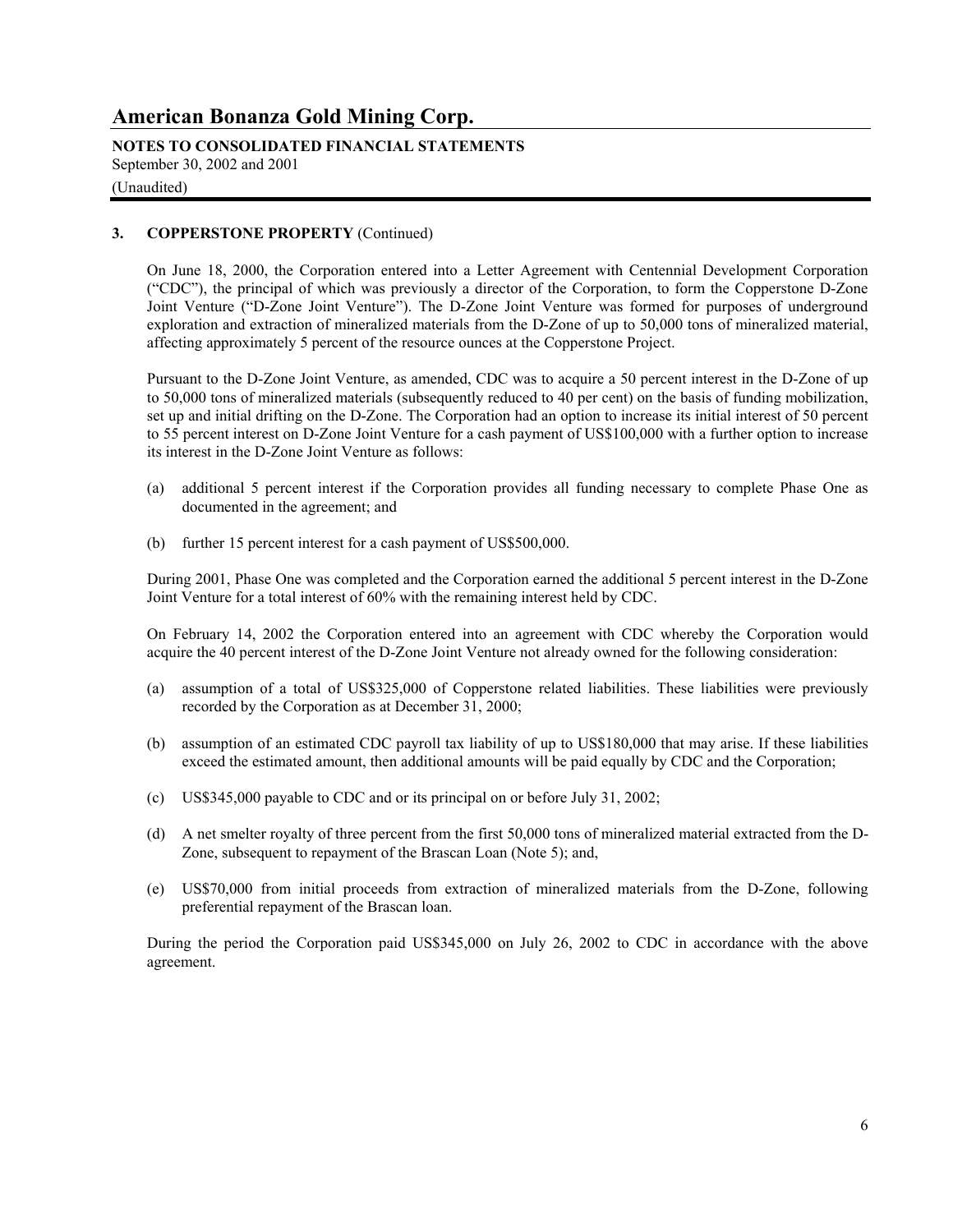### 3. COPPERSTONE PROPERTY (Continued)

On June 18, 2000, the Corporation entered into a Letter Agreement with Centennial Development Corporation ("CDC"), the principal of which was previously a director of the Corporation, to form the Copperstone D-Zone Joint Venture ("D-Zone Joint Venture"). The D-Zone Joint Venture was formed for purposes of underground exploration and extraction of mineralized materials from the D-Zone of up to 50,000 tons of mineralized material, affecting approximately 5 percent of the resource ounces at the Copperstone Project.

Pursuant to the D-Zone Joint Venture, as amended, CDC was to acquire a 50 percent interest in the D-Zone of up to 50,000 tons of mineralized materials (subsequently reduced to 40 per cent) on the basis of funding mobilization, set up and initial drifting on the D-Zone. The Corporation had an option to increase its initial interest of 50 percent to 55 percent interest on D-Zone Joint Venture for a cash payment of US$100,000 with a further option to increase its interest in the D-Zone Joint Venture as follows:

(a) additional 5 percent interest if the Corporation provides all funding necessary to complete Phase One as documented in the agreement; and

(b) further 15 percent interest for a cash payment of US$500,000.

During 2001, Phase One was completed and the Corporation earned the additional 5 percent interest in the D-Zone Joint Venture for a total interest of 60% with the remaining interest held by CDC.

On February 14, 2002 the Corporation entered into an agreement with CDC whereby the Corporation would acquire the 40 percent interest of the D-Zone Joint Venture not already owned for the following consideration:

(a) assumption of a total of US$325,000 of Copperstone related liabilities. These liabilities were previously recorded by the Corporation as at December 31, 2000;

(b) assumption of an estimated CDC payroll tax liability of up to US$180,000 that may arise. If these liabilities exceed the estimated amount, then additional amounts will be paid equally by CDC and the Corporation;

(c) US$345,000 payable to CDC and or its principal on or before July 31, 2002;

(d) A net smelter royalty of three percent from the first 50,000 tons of mineralized material extracted from the D-Zone, subsequent to repayment of the Brascan Loan (Note 5); and,

(e) US$70,000 from initial proceeds from extraction of mineralized materials from the D-Zone, following preferential repayment of the Brascan loan.

During the period the Corporation paid US$345,000 on July 26, 2002 to CDC in accordance with the above agreement.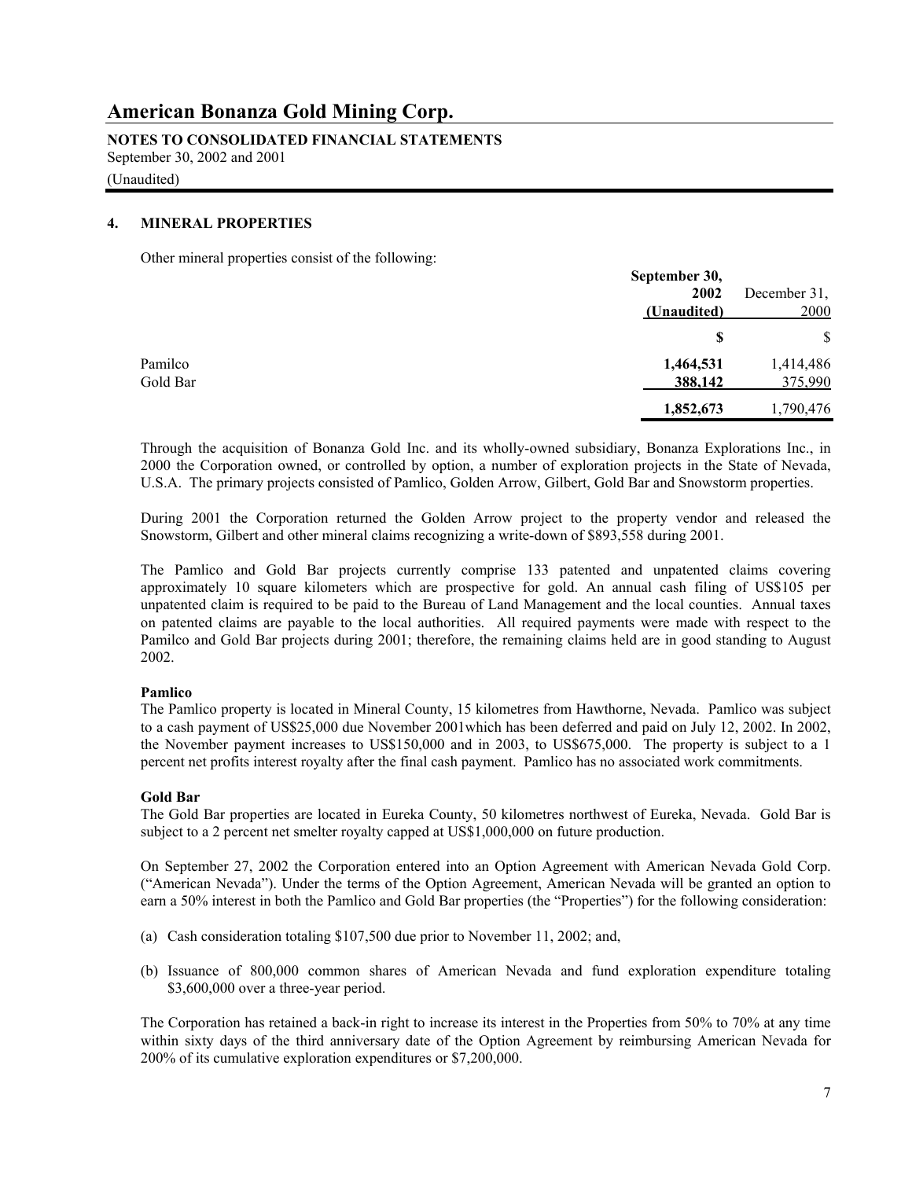# American Bonanza Gold Mining Corp.

**NOTES TO CONSOLIDATED FINANCIAL STATEMENTS**
September 30, 2002 and 2001
(Unaudited)

## 4. MINERAL PROPERTIES

Other mineral properties consist of the following:

| | **September 30, 2002 (Unaudited)** | December 31, 2000 |
|---|---|---|
| | **$** | $ |
| Pamilco | **1,464,531** | 1,414,486 |
| Gold Bar | **388,142** | 375,990 |
| | **1,852,673** | 1,790,476 |

Through the acquisition of Bonanza Gold Inc. and its wholly-owned subsidiary, Bonanza Explorations Inc., in 2000 the Corporation owned, or controlled by option, a number of exploration projects in the State of Nevada, U.S.A. The primary projects consisted of Pamlico, Golden Arrow, Gilbert, Gold Bar and Snowstorm properties.

During 2001 the Corporation returned the Golden Arrow project to the property vendor and released the Snowstorm, Gilbert and other mineral claims recognizing a write-down of $893,558 during 2001.

The Pamlico and Gold Bar projects currently comprise 133 patented and unpatented claims covering approximately 10 square kilometers which are prospective for gold. An annual cash filing of US$105 per unpatented claim is required to be paid to the Bureau of Land Management and the local counties. Annual taxes on patented claims are payable to the local authorities. All required payments were made with respect to the Pamilco and Gold Bar projects during 2001; therefore, the remaining claims held are in good standing to August 2002.

**Pamlico**
The Pamlico property is located in Mineral County, 15 kilometres from Hawthorne, Nevada. Pamlico was subject to a cash payment of US$25,000 due November 2001which has been deferred and paid on July 12, 2002. In 2002, the November payment increases to US$150,000 and in 2003, to US$675,000. The property is subject to a 1 percent net profits interest royalty after the final cash payment. Pamlico has no associated work commitments.

**Gold Bar**
The Gold Bar properties are located in Eureka County, 50 kilometres northwest of Eureka, Nevada. Gold Bar is subject to a 2 percent net smelter royalty capped at US$1,000,000 on future production.

On September 27, 2002 the Corporation entered into an Option Agreement with American Nevada Gold Corp. ("American Nevada"). Under the terms of the Option Agreement, American Nevada will be granted an option to earn a 50% interest in both the Pamlico and Gold Bar properties (the "Properties") for the following consideration:

(a) Cash consideration totaling $107,500 due prior to November 11, 2002; and,

(b) Issuance of 800,000 common shares of American Nevada and fund exploration expenditure totaling $3,600,000 over a three-year period.

The Corporation has retained a back-in right to increase its interest in the Properties from 50% to 70% at any time within sixty days of the third anniversary date of the Option Agreement by reimbursing American Nevada for 200% of its cumulative exploration expenditures or $7,200,000.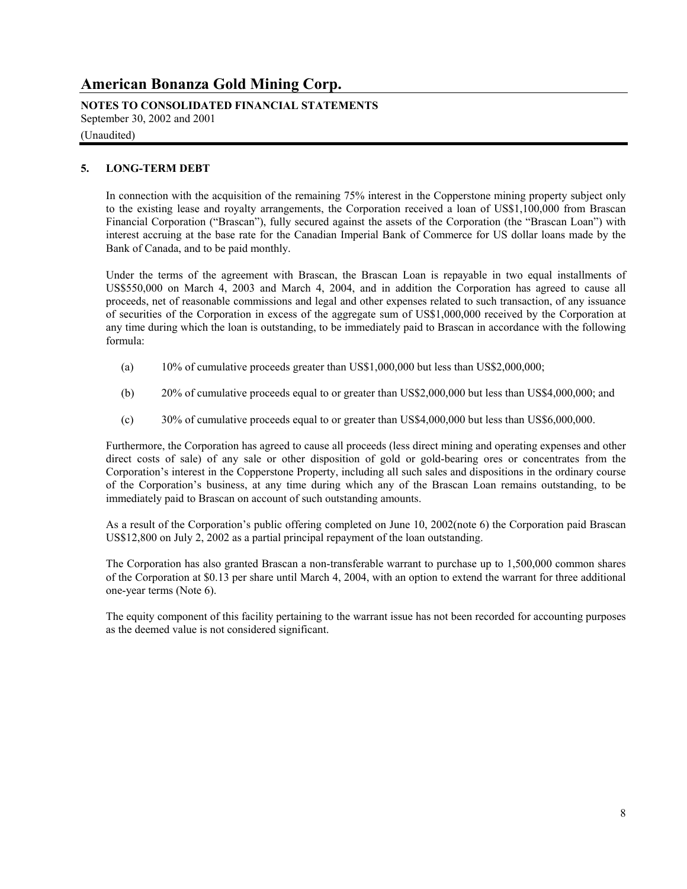# American Bonanza Gold Mining Corp.

**NOTES TO CONSOLIDATED FINANCIAL STATEMENTS**
September 30, 2002 and 2001
(Unaudited)

## 5. LONG-TERM DEBT

In connection with the acquisition of the remaining 75% interest in the Copperstone mining property subject only to the existing lease and royalty arrangements, the Corporation received a loan of US$1,100,000 from Brascan Financial Corporation ("Brascan"), fully secured against the assets of the Corporation (the "Brascan Loan") with interest accruing at the base rate for the Canadian Imperial Bank of Commerce for US dollar loans made by the Bank of Canada, and to be paid monthly.

Under the terms of the agreement with Brascan, the Brascan Loan is repayable in two equal installments of US$550,000 on March 4, 2003 and March 4, 2004, and in addition the Corporation has agreed to cause all proceeds, net of reasonable commissions and legal and other expenses related to such transaction, of any issuance of securities of the Corporation in excess of the aggregate sum of US$1,000,000 received by the Corporation at any time during which the loan is outstanding, to be immediately paid to Brascan in accordance with the following formula:

(a) 10% of cumulative proceeds greater than US$1,000,000 but less than US$2,000,000;

(b) 20% of cumulative proceeds equal to or greater than US$2,000,000 but less than US$4,000,000; and

(c) 30% of cumulative proceeds equal to or greater than US$4,000,000 but less than US$6,000,000.

Furthermore, the Corporation has agreed to cause all proceeds (less direct mining and operating expenses and other direct costs of sale) of any sale or other disposition of gold or gold-bearing ores or concentrates from the Corporation's interest in the Copperstone Property, including all such sales and dispositions in the ordinary course of the Corporation's business, at any time during which any of the Brascan Loan remains outstanding, to be immediately paid to Brascan on account of such outstanding amounts.

As a result of the Corporation's public offering completed on June 10, 2002(note 6) the Corporation paid Brascan US$12,800 on July 2, 2002 as a partial principal repayment of the loan outstanding.

The Corporation has also granted Brascan a non-transferable warrant to purchase up to 1,500,000 common shares of the Corporation at $0.13 per share until March 4, 2004, with an option to extend the warrant for three additional one-year terms (Note 6).

The equity component of this facility pertaining to the warrant issue has not been recorded for accounting purposes as the deemed value is not considered significant.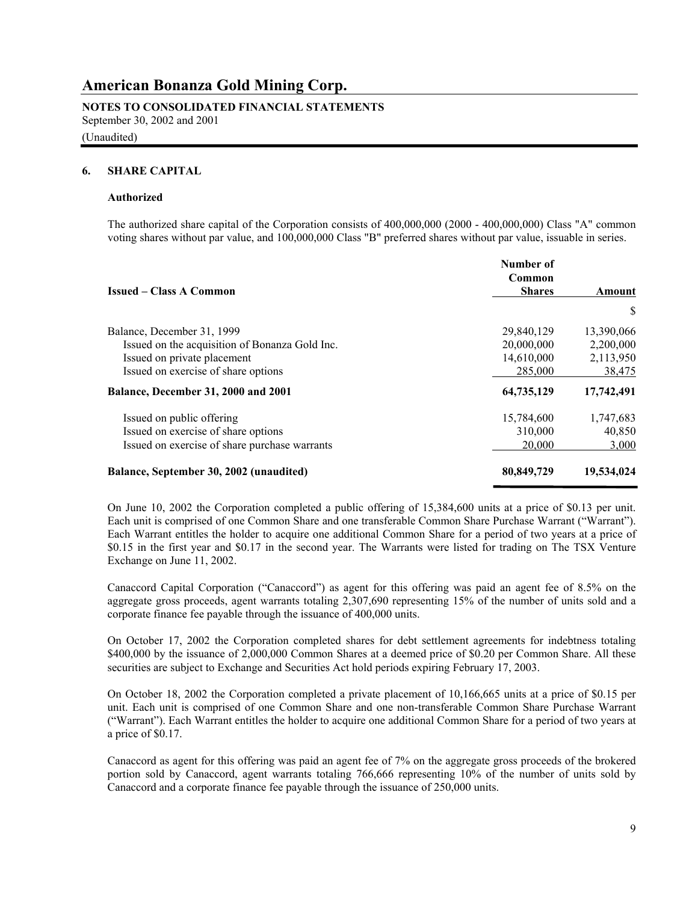# American Bonanza Gold Mining Corp.

**NOTES TO CONSOLIDATED FINANCIAL STATEMENTS**
September 30, 2002 and 2001
(Unaudited)

## 6. SHARE CAPITAL

### Authorized

The authorized share capital of the Corporation consists of 400,000,000 (2000 - 400,000,000) Class "A" common voting shares without par value, and 100,000,000 Class "B" preferred shares without par value, issuable in series.

| Issued – Class A Common | Number of Common Shares | Amount |
|---|---|---|
| | | $ |
| Balance, December 31, 1999 | 29,840,129 | 13,390,066 |
| Issued on the acquisition of Bonanza Gold Inc. | 20,000,000 | 2,200,000 |
| Issued on private placement | 14,610,000 | 2,113,950 |
| Issued on exercise of share options | 285,000 | 38,475 |
| **Balance, December 31, 2000 and 2001** | **64,735,129** | **17,742,491** |
| Issued on public offering | 15,784,600 | 1,747,683 |
| Issued on exercise of share options | 310,000 | 40,850 |
| Issued on exercise of share purchase warrants | 20,000 | 3,000 |
| **Balance, September 30, 2002 (unaudited)** | **80,849,729** | **19,534,024** |

On June 10, 2002 the Corporation completed a public offering of 15,384,600 units at a price of $0.13 per unit. Each unit is comprised of one Common Share and one transferable Common Share Purchase Warrant ("Warrant"). Each Warrant entitles the holder to acquire one additional Common Share for a period of two years at a price of $0.15 in the first year and $0.17 in the second year. The Warrants were listed for trading on The TSX Venture Exchange on June 11, 2002.

Canaccord Capital Corporation ("Canaccord") as agent for this offering was paid an agent fee of 8.5% on the aggregate gross proceeds, agent warrants totaling 2,307,690 representing 15% of the number of units sold and a corporate finance fee payable through the issuance of 400,000 units.

On October 17, 2002 the Corporation completed shares for debt settlement agreements for indebtness totaling $400,000 by the issuance of 2,000,000 Common Shares at a deemed price of $0.20 per Common Share. All these securities are subject to Exchange and Securities Act hold periods expiring February 17, 2003.

On October 18, 2002 the Corporation completed a private placement of 10,166,665 units at a price of $0.15 per unit. Each unit is comprised of one Common Share and one non-transferable Common Share Purchase Warrant ("Warrant"). Each Warrant entitles the holder to acquire one additional Common Share for a period of two years at a price of $0.17.

Canaccord as agent for this offering was paid an agent fee of 7% on the aggregate gross proceeds of the brokered portion sold by Canaccord, agent warrants totaling 766,666 representing 10% of the number of units sold by Canaccord and a corporate finance fee payable through the issuance of 250,000 units.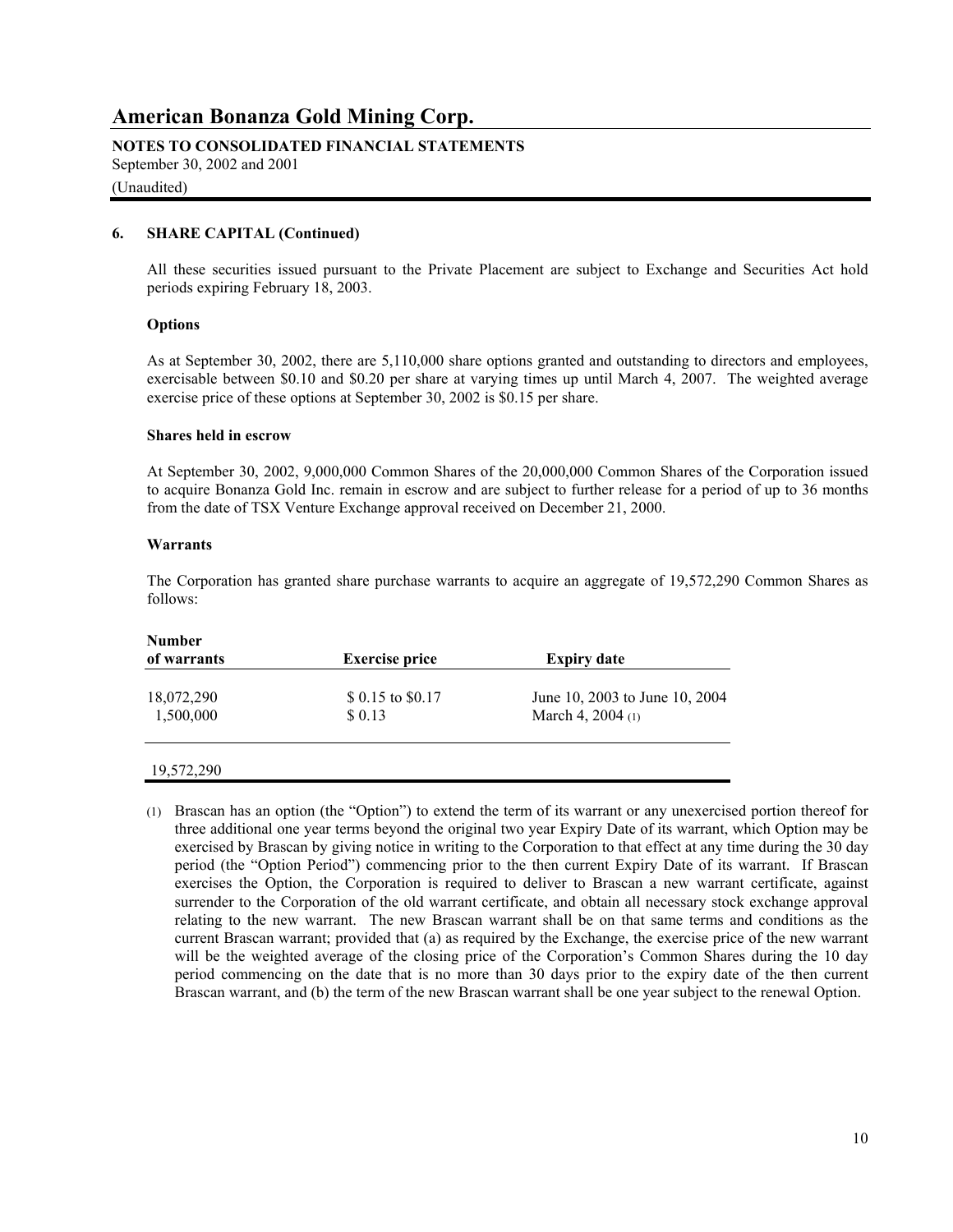# American Bonanza Gold Mining Corp.

**NOTES TO CONSOLIDATED FINANCIAL STATEMENTS**
September 30, 2002 and 2001
(Unaudited)

## 6. SHARE CAPITAL (Continued)

All these securities issued pursuant to the Private Placement are subject to Exchange and Securities Act hold periods expiring February 18, 2003.

### Options

As at September 30, 2002, there are 5,110,000 share options granted and outstanding to directors and employees, exercisable between $0.10 and $0.20 per share at varying times up until March 4, 2007. The weighted average exercise price of these options at September 30, 2002 is $0.15 per share.

### Shares held in escrow

At September 30, 2002, 9,000,000 Common Shares of the 20,000,000 Common Shares of the Corporation issued to acquire Bonanza Gold Inc. remain in escrow and are subject to further release for a period of up to 36 months from the date of TSX Venture Exchange approval received on December 21, 2000.

### Warrants

The Corporation has granted share purchase warrants to acquire an aggregate of 19,572,290 Common Shares as follows:

| Number of warrants | Exercise price | Expiry date |
|---|---|---|
| 18,072,290 | $ 0.15 to $0.17 | June 10, 2003 to June 10, 2004 |
| 1,500,000 | $ 0.13 | March 4, 2004 (1) |
| 19,572,290 | | |

(1) Brascan has an option (the "Option") to extend the term of its warrant or any unexercised portion thereof for three additional one year terms beyond the original two year Expiry Date of its warrant, which Option may be exercised by Brascan by giving notice in writing to the Corporation to that effect at any time during the 30 day period (the "Option Period") commencing prior to the then current Expiry Date of its warrant. If Brascan exercises the Option, the Corporation is required to deliver to Brascan a new warrant certificate, against surrender to the Corporation of the old warrant certificate, and obtain all necessary stock exchange approval relating to the new warrant. The new Brascan warrant shall be on that same terms and conditions as the current Brascan warrant; provided that (a) as required by the Exchange, the exercise price of the new warrant will be the weighted average of the closing price of the Corporation's Common Shares during the 10 day period commencing on the date that is no more than 30 days prior to the expiry date of the then current Brascan warrant, and (b) the term of the new Brascan warrant shall be one year subject to the renewal Option.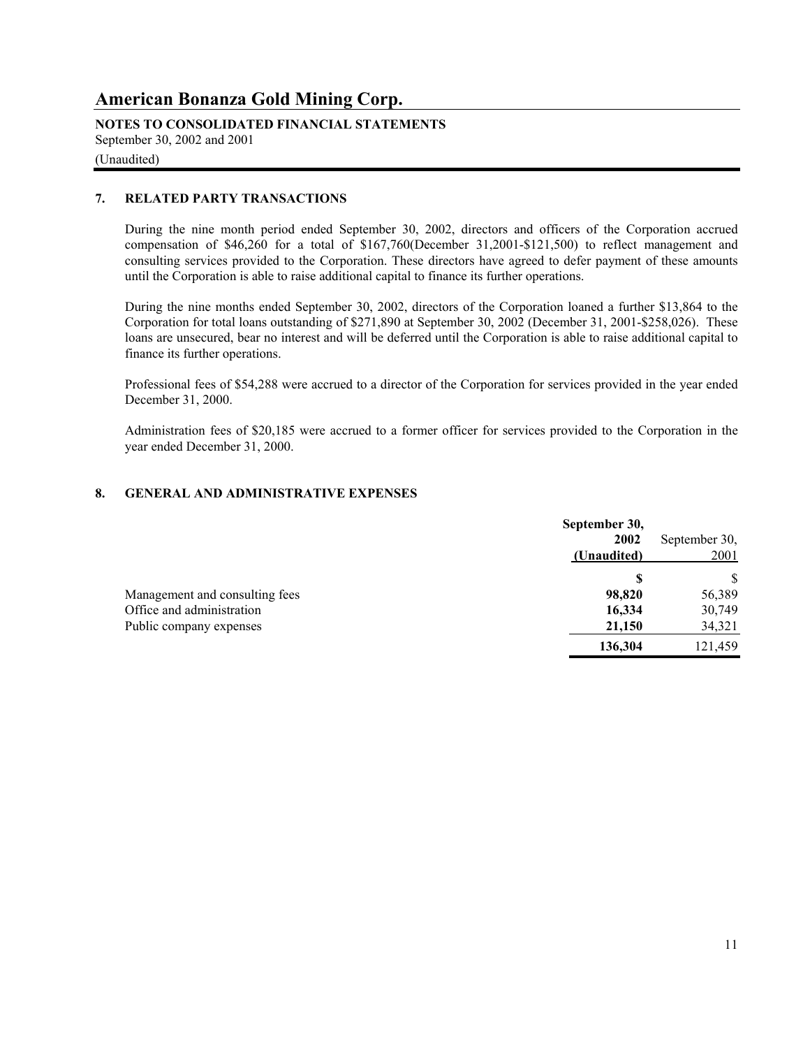# American Bonanza Gold Mining Corp.

**NOTES TO CONSOLIDATED FINANCIAL STATEMENTS**
September 30, 2002 and 2001
(Unaudited)

## 7. RELATED PARTY TRANSACTIONS

During the nine month period ended September 30, 2002, directors and officers of the Corporation accrued compensation of $46,260 for a total of $167,760(December 31,2001-$121,500) to reflect management and consulting services provided to the Corporation. These directors have agreed to defer payment of these amounts until the Corporation is able to raise additional capital to finance its further operations.

During the nine months ended September 30, 2002, directors of the Corporation loaned a further $13,864 to the Corporation for total loans outstanding of $271,890 at September 30, 2002 (December 31, 2001-$258,026). These loans are unsecured, bear no interest and will be deferred until the Corporation is able to raise additional capital to finance its further operations.

Professional fees of $54,288 were accrued to a director of the Corporation for services provided in the year ended December 31, 2000.

Administration fees of $20,185 were accrued to a former officer for services provided to the Corporation in the year ended December 31, 2000.

## 8. GENERAL AND ADMINISTRATIVE EXPENSES

| | **September 30, 2002 (Unaudited)** | September 30, 2001 |
|---|---|---|
| | **$** | $ |
| Management and consulting fees | **98,820** | 56,389 |
| Office and administration | **16,334** | 30,749 |
| Public company expenses | **21,150** | 34,321 |
| | **136,304** | 121,459 |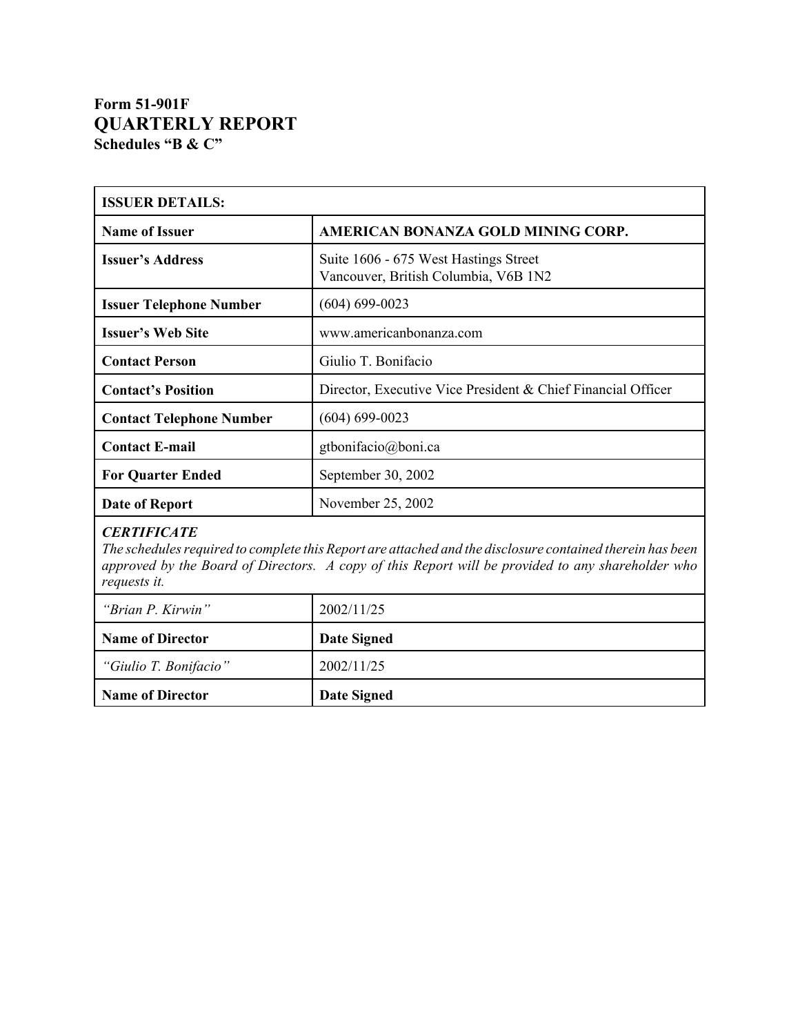**Form 51-901F**
# QUARTERLY REPORT
**Schedules "B & C"**

| **ISSUER DETAILS:** | |
|---|---|
| **Name of Issuer** | **AMERICAN BONANZA GOLD MINING CORP.** |
| **Issuer's Address** | Suite 1606 - 675 West Hastings Street<br>Vancouver, British Columbia, V6B 1N2 |
| **Issuer Telephone Number** | (604) 699-0023 |
| **Issuer's Web Site** | www.americanbonanza.com |
| **Contact Person** | Giulio T. Bonifacio |
| **Contact's Position** | Director, Executive Vice President & Chief Financial Officer |
| **Contact Telephone Number** | (604) 699-0023 |
| **Contact E-mail** | gtbonifacio@boni.ca |
| **For Quarter Ended** | September 30, 2002 |
| **Date of Report** | November 25, 2002 |

***CERTIFICATE***
*The schedules required to complete this Report are attached and the disclosure contained therein has been approved by the Board of Directors. A copy of this Report will be provided to any shareholder who requests it.*

| | |
|---|---|
| *"Brian P. Kirwin"* | 2002/11/25 |
| **Name of Director** | **Date Signed** |
| *"Giulio T. Bonifacio"* | 2002/11/25 |
| **Name of Director** | **Date Signed** |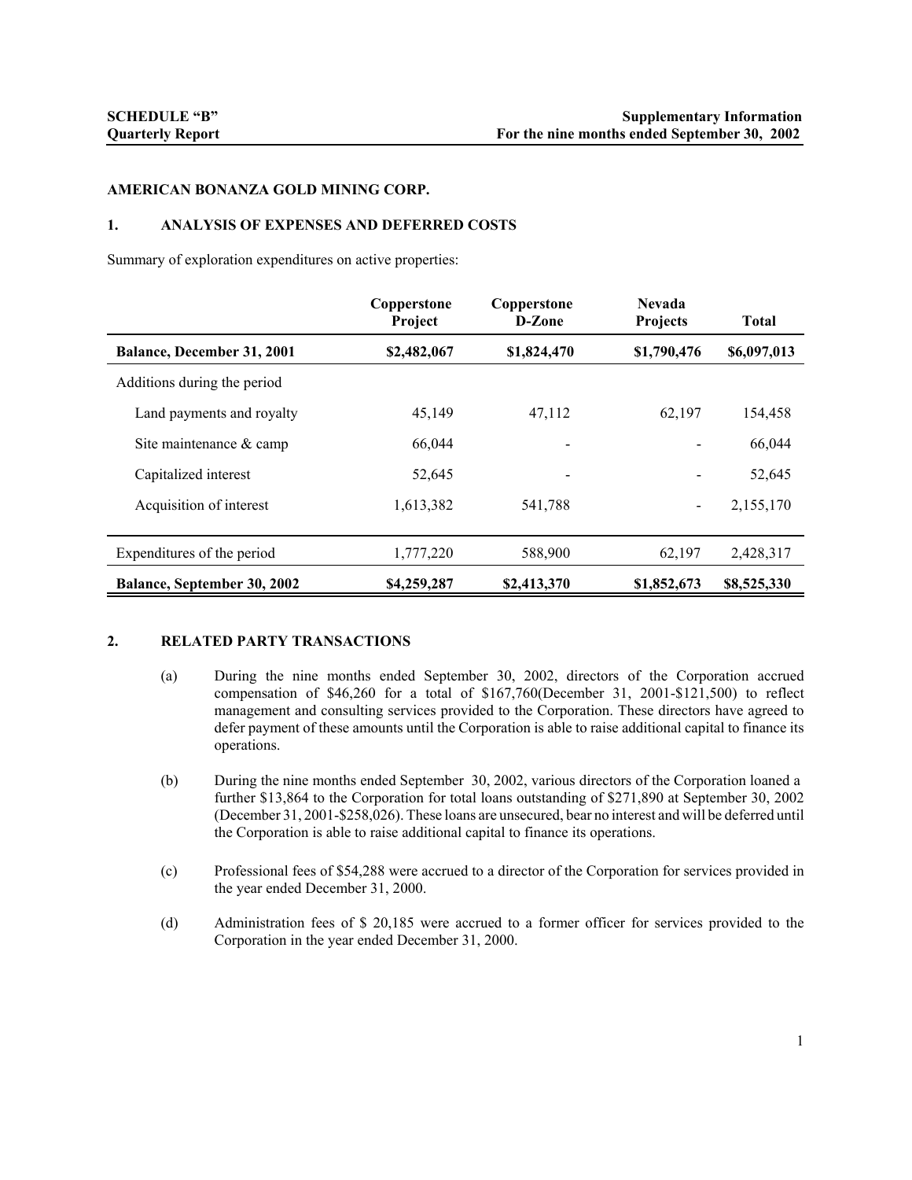**SCHEDULE "B"**
**Quarterly Report**

**Supplementary Information**
**For the nine months ended September 30, 2002**

**AMERICAN BONANZA GOLD MINING CORP.**

**1. ANALYSIS OF EXPENSES AND DEFERRED COSTS**

Summary of exploration expenditures on active properties:

| | Copperstone Project | Copperstone D-Zone | Nevada Projects | Total |
|---|---|---|---|---|
| **Balance, December 31, 2001** | **$2,482,067** | **$1,824,470** | **$1,790,476** | **$6,097,013** |
| Additions during the period | | | | |
| Land payments and royalty | 45,149 | 47,112 | 62,197 | 154,458 |
| Site maintenance & camp | 66,044 | - | - | 66,044 |
| Capitalized interest | 52,645 | - | - | 52,645 |
| Acquisition of interest | 1,613,382 | 541,788 | - | 2,155,170 |
| Expenditures of the period | 1,777,220 | 588,900 | 62,197 | 2,428,317 |
| **Balance, September 30, 2002** | **$4,259,287** | **$2,413,370** | **$1,852,673** | **$8,525,330** |

**2. RELATED PARTY TRANSACTIONS**

(a) During the nine months ended September 30, 2002, directors of the Corporation accrued compensation of $46,260 for a total of $167,760(December 31, 2001-$121,500) to reflect management and consulting services provided to the Corporation. These directors have agreed to defer payment of these amounts until the Corporation is able to raise additional capital to finance its operations.

(b) During the nine months ended September 30, 2002, various directors of the Corporation loaned a further $13,864 to the Corporation for total loans outstanding of $271,890 at September 30, 2002 (December 31, 2001-$258,026). These loans are unsecured, bear no interest and will be deferred until the Corporation is able to raise additional capital to finance its operations.

(c) Professional fees of $54,288 were accrued to a director of the Corporation for services provided in the year ended December 31, 2000.

(d) Administration fees of $ 20,185 were accrued to a former officer for services provided to the Corporation in the year ended December 31, 2000.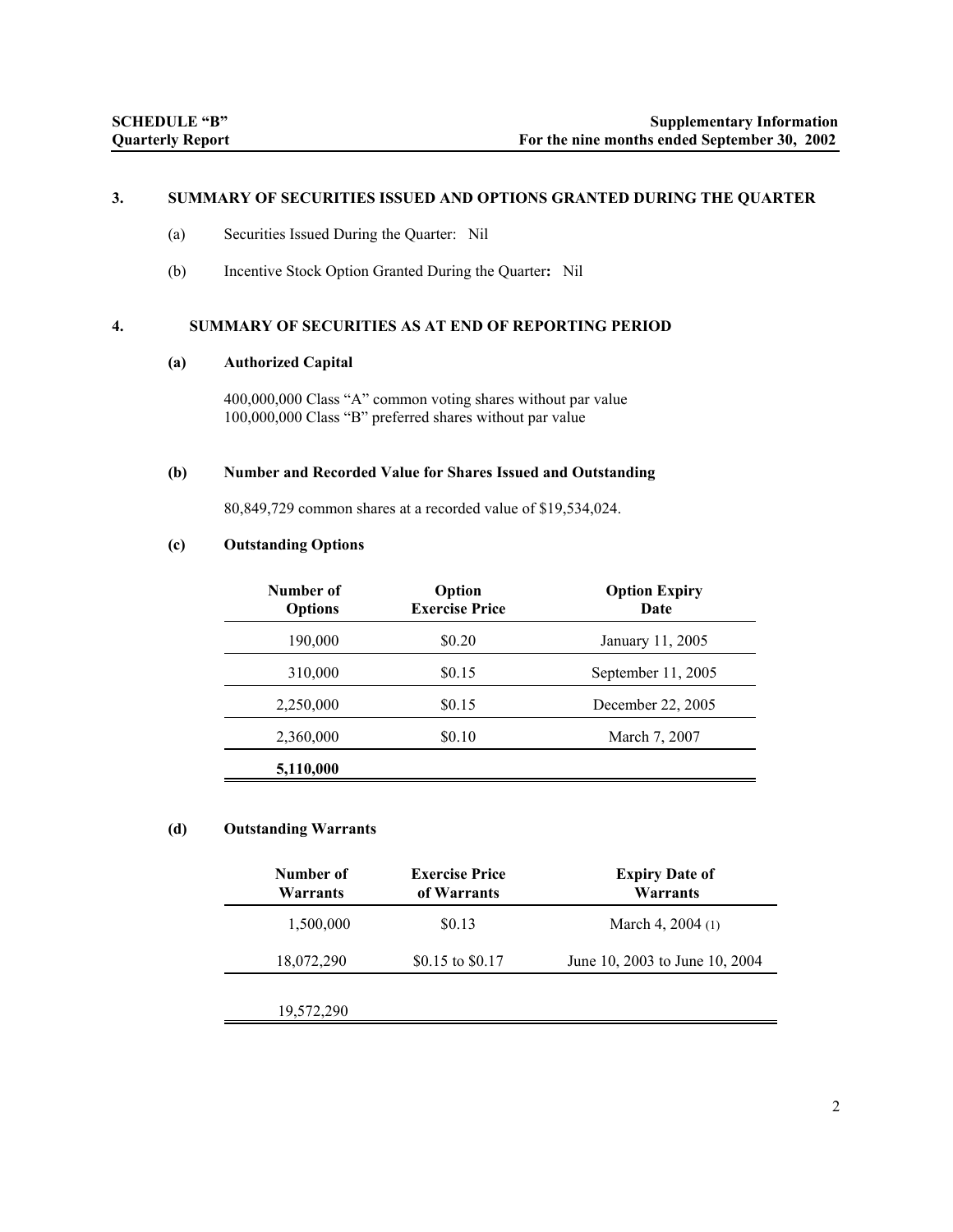## 3. SUMMARY OF SECURITIES ISSUED AND OPTIONS GRANTED DURING THE QUARTER

(a) Securities Issued During the Quarter: Nil

(b) Incentive Stock Option Granted During the Quarter**:** Nil

## 4. SUMMARY OF SECURITIES AS AT END OF REPORTING PERIOD

### (a) Authorized Capital

400,000,000 Class "A" common voting shares without par value
100,000,000 Class "B" preferred shares without par value

### (b) Number and Recorded Value for Shares Issued and Outstanding

80,849,729 common shares at a recorded value of $19,534,024.

### (c) Outstanding Options

| Number of Options | Option Exercise Price | Option Expiry Date |
|---|---|---|
| 190,000 | $0.20 | January 11, 2005 |
| 310,000 | $0.15 | September 11, 2005 |
| 2,250,000 | $0.15 | December 22, 2005 |
| 2,360,000 | $0.10 | March 7, 2007 |
| **5,110,000** | | |

### (d) Outstanding Warrants

| Number of Warrants | Exercise Price of Warrants | Expiry Date of Warrants |
|---|---|---|
| 1,500,000 | $0.13 | March 4, 2004 (1) |
| 18,072,290 | $0.15 to $0.17 | June 10, 2003 to June 10, 2004 |
| 19,572,290 | | |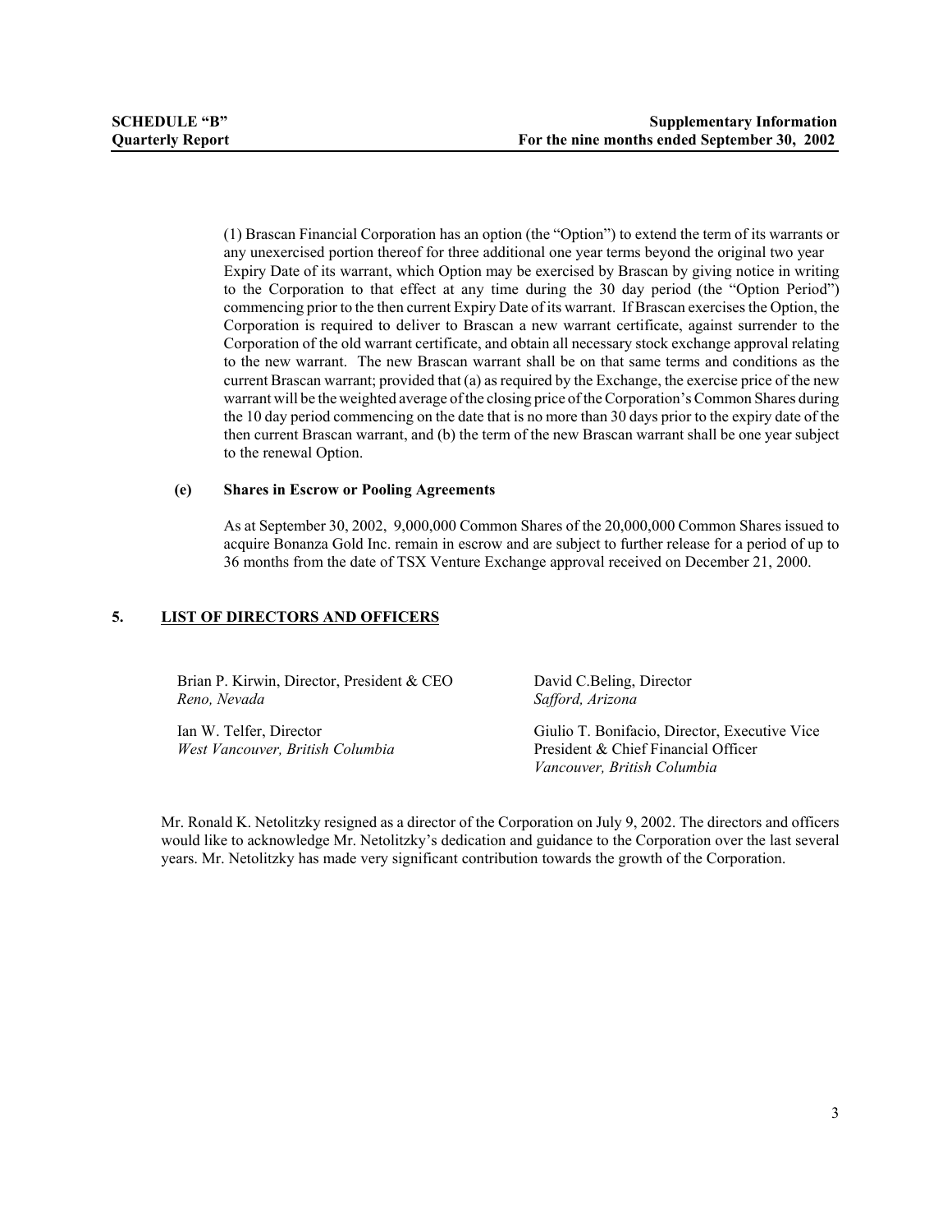(1) Brascan Financial Corporation has an option (the "Option") to extend the term of its warrants or any unexercised portion thereof for three additional one year terms beyond the original two year Expiry Date of its warrant, which Option may be exercised by Brascan by giving notice in writing to the Corporation to that effect at any time during the 30 day period (the "Option Period") commencing prior to the then current Expiry Date of its warrant. If Brascan exercises the Option, the Corporation is required to deliver to Brascan a new warrant certificate, against surrender to the Corporation of the old warrant certificate, and obtain all necessary stock exchange approval relating to the new warrant. The new Brascan warrant shall be on that same terms and conditions as the current Brascan warrant; provided that (a) as required by the Exchange, the exercise price of the new warrant will be the weighted average of the closing price of the Corporation's Common Shares during the 10 day period commencing on the date that is no more than 30 days prior to the expiry date of the then current Brascan warrant, and (b) the term of the new Brascan warrant shall be one year subject to the renewal Option.

**(e) Shares in Escrow or Pooling Agreements**

As at September 30, 2002, 9,000,000 Common Shares of the 20,000,000 Common Shares issued to acquire Bonanza Gold Inc. remain in escrow and are subject to further release for a period of up to 36 months from the date of TSX Venture Exchange approval received on December 21, 2000.

## 5. LIST OF DIRECTORS AND OFFICERS

Brian P. Kirwin, Director, President & CEO
*Reno, Nevada*

Ian W. Telfer, Director
*West Vancouver, British Columbia*

David C.Beling, Director
*Safford, Arizona*

Giulio T. Bonifacio, Director, Executive Vice President & Chief Financial Officer
*Vancouver, British Columbia*

Mr. Ronald K. Netolitzky resigned as a director of the Corporation on July 9, 2002. The directors and officers would like to acknowledge Mr. Netolitzky's dedication and guidance to the Corporation over the last several years. Mr. Netolitzky has made very significant contribution towards the growth of the Corporation.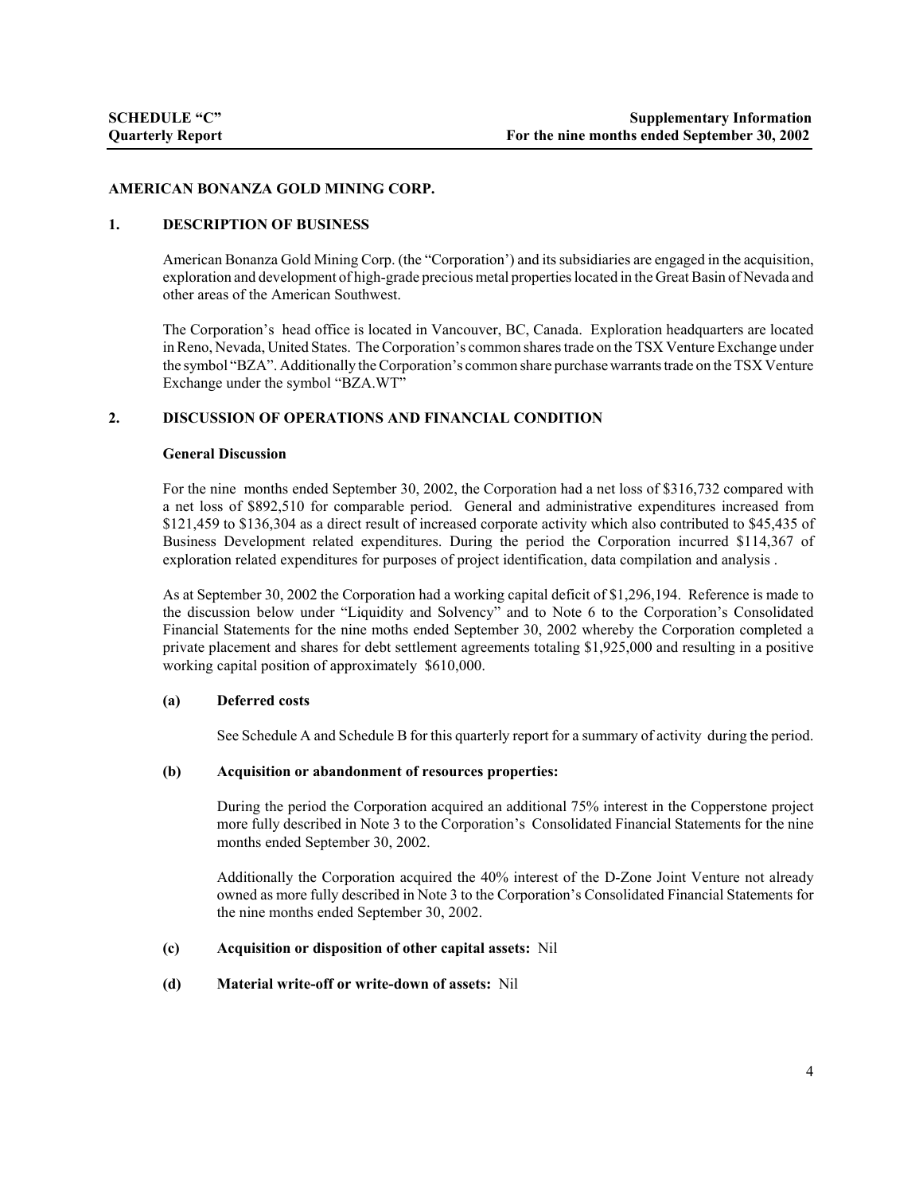**SCHEDULE "C"**
**Quarterly Report**

**Supplementary Information**
**For the nine months ended September 30, 2002**

**AMERICAN BONANZA GOLD MINING CORP.**

## 1. DESCRIPTION OF BUSINESS

American Bonanza Gold Mining Corp. (the "Corporation') and its subsidiaries are engaged in the acquisition, exploration and development of high-grade precious metal properties located in the Great Basin of Nevada and other areas of the American Southwest.

The Corporation's head office is located in Vancouver, BC, Canada. Exploration headquarters are located in Reno, Nevada, United States. The Corporation's common shares trade on the TSX Venture Exchange under the symbol "BZA". Additionally the Corporation's common share purchase warrants trade on the TSX Venture Exchange under the symbol "BZA.WT"

## 2. DISCUSSION OF OPERATIONS AND FINANCIAL CONDITION

**General Discussion**

For the nine months ended September 30, 2002, the Corporation had a net loss of $316,732 compared with a net loss of $892,510 for comparable period. General and administrative expenditures increased from $121,459 to $136,304 as a direct result of increased corporate activity which also contributed to $45,435 of Business Development related expenditures. During the period the Corporation incurred $114,367 of exploration related expenditures for purposes of project identification, data compilation and analysis .

As at September 30, 2002 the Corporation had a working capital deficit of $1,296,194. Reference is made to the discussion below under "Liquidity and Solvency" and to Note 6 to the Corporation's Consolidated Financial Statements for the nine moths ended September 30, 2002 whereby the Corporation completed a private placement and shares for debt settlement agreements totaling $1,925,000 and resulting in a positive working capital position of approximately $610,000.

**(a) Deferred costs**

See Schedule A and Schedule B for this quarterly report for a summary of activity during the period.

**(b) Acquisition or abandonment of resources properties:**

During the period the Corporation acquired an additional 75% interest in the Copperstone project more fully described in Note 3 to the Corporation's Consolidated Financial Statements for the nine months ended September 30, 2002.

Additionally the Corporation acquired the 40% interest of the D-Zone Joint Venture not already owned as more fully described in Note 3 to the Corporation's Consolidated Financial Statements for the nine months ended September 30, 2002.

**(c) Acquisition or disposition of other capital assets:** Nil

**(d) Material write-off or write-down of assets:** Nil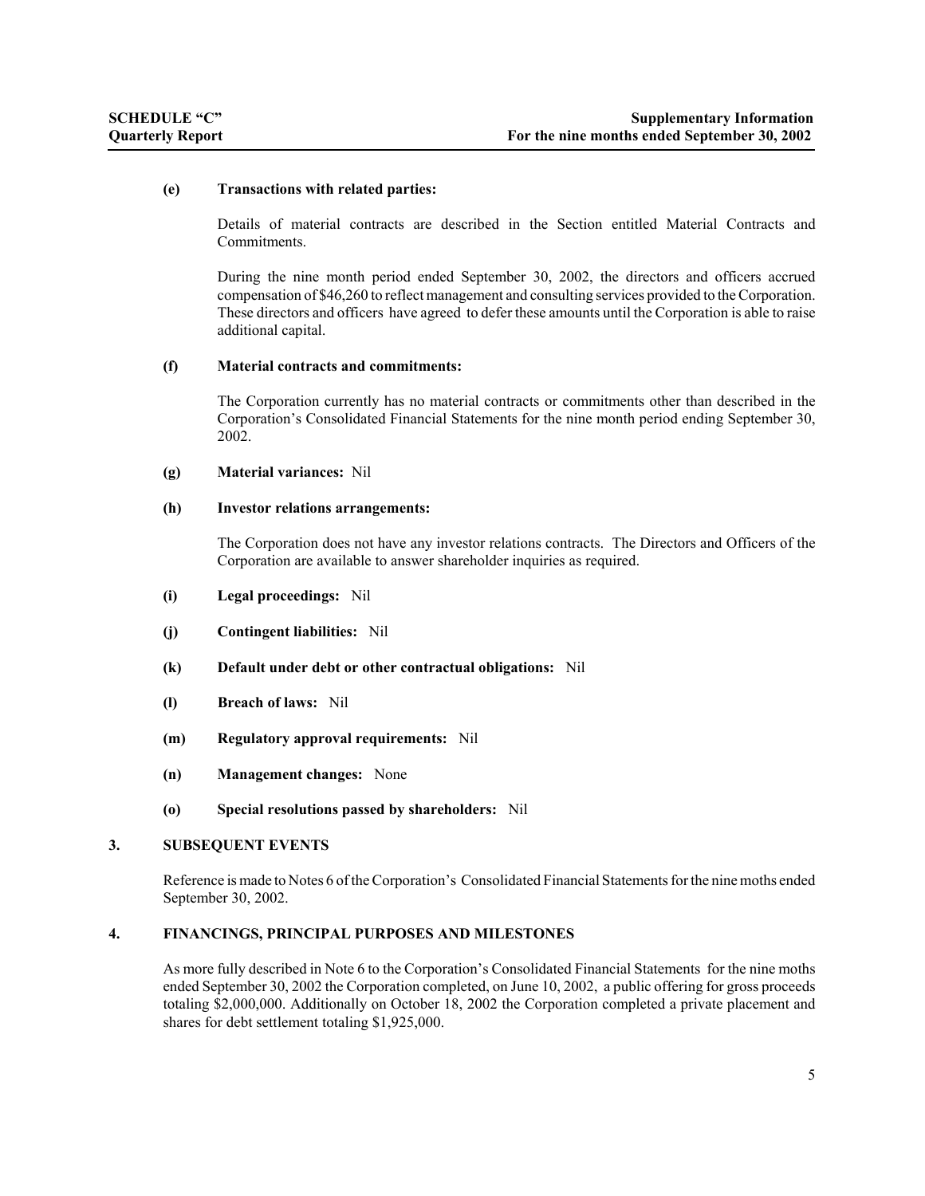**(e) Transactions with related parties:**

Details of material contracts are described in the Section entitled Material Contracts and Commitments.

During the nine month period ended September 30, 2002, the directors and officers accrued compensation of $46,260 to reflect management and consulting services provided to the Corporation. These directors and officers have agreed to defer these amounts until the Corporation is able to raise additional capital.

**(f) Material contracts and commitments:**

The Corporation currently has no material contracts or commitments other than described in the Corporation's Consolidated Financial Statements for the nine month period ending September 30, 2002.

**(g) Material variances:** Nil

**(h) Investor relations arrangements:**

The Corporation does not have any investor relations contracts. The Directors and Officers of the Corporation are available to answer shareholder inquiries as required.

**(i) Legal proceedings:** Nil

**(j) Contingent liabilities:** Nil

**(k) Default under debt or other contractual obligations:** Nil

**(l) Breach of laws:** Nil

**(m) Regulatory approval requirements:** Nil

**(n) Management changes:** None

**(o) Special resolutions passed by shareholders:** Nil

## 3. SUBSEQUENT EVENTS

Reference is made to Notes 6 of the Corporation's Consolidated Financial Statements for the nine moths ended September 30, 2002.

## 4. FINANCINGS, PRINCIPAL PURPOSES AND MILESTONES

As more fully described in Note 6 to the Corporation's Consolidated Financial Statements for the nine moths ended September 30, 2002 the Corporation completed, on June 10, 2002, a public offering for gross proceeds totaling $2,000,000. Additionally on October 18, 2002 the Corporation completed a private placement and shares for debt settlement totaling $1,925,000.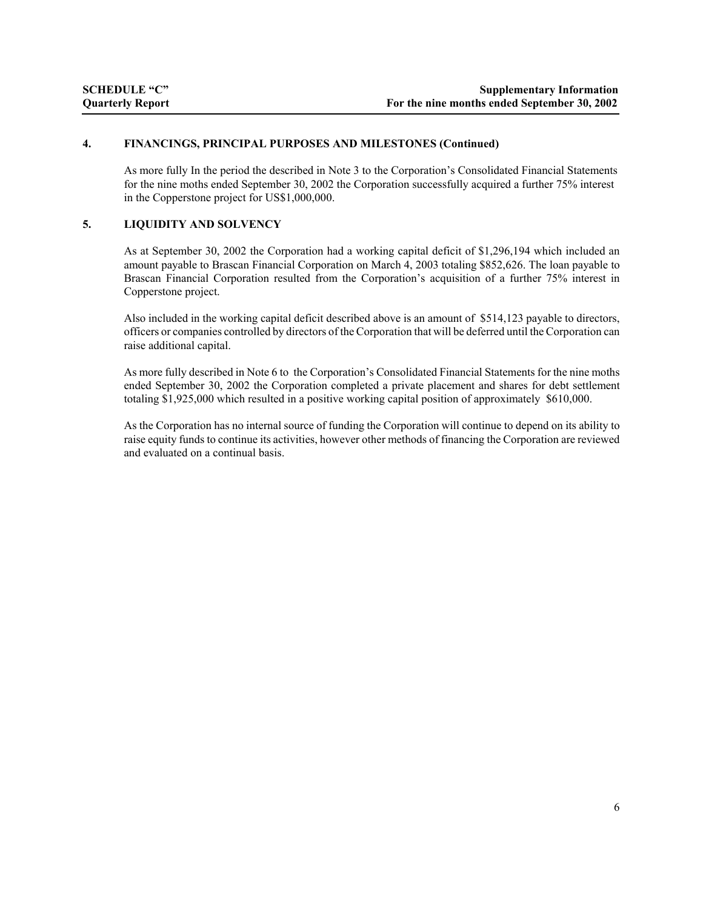## 4. FINANCINGS, PRINCIPAL PURPOSES AND MILESTONES (Continued)

As more fully In the period the described in Note 3 to the Corporation's Consolidated Financial Statements for the nine moths ended September 30, 2002 the Corporation successfully acquired a further 75% interest in the Copperstone project for US$1,000,000.

## 5. LIQUIDITY AND SOLVENCY

As at September 30, 2002 the Corporation had a working capital deficit of $1,296,194 which included an amount payable to Brascan Financial Corporation on March 4, 2003 totaling $852,626. The loan payable to Brascan Financial Corporation resulted from the Corporation's acquisition of a further 75% interest in Copperstone project.

Also included in the working capital deficit described above is an amount of $514,123 payable to directors, officers or companies controlled by directors of the Corporation that will be deferred until the Corporation can raise additional capital.

As more fully described in Note 6 to the Corporation's Consolidated Financial Statements for the nine moths ended September 30, 2002 the Corporation completed a private placement and shares for debt settlement totaling $1,925,000 which resulted in a positive working capital position of approximately $610,000.

As the Corporation has no internal source of funding the Corporation will continue to depend on its ability to raise equity funds to continue its activities, however other methods of financing the Corporation are reviewed and evaluated on a continual basis.